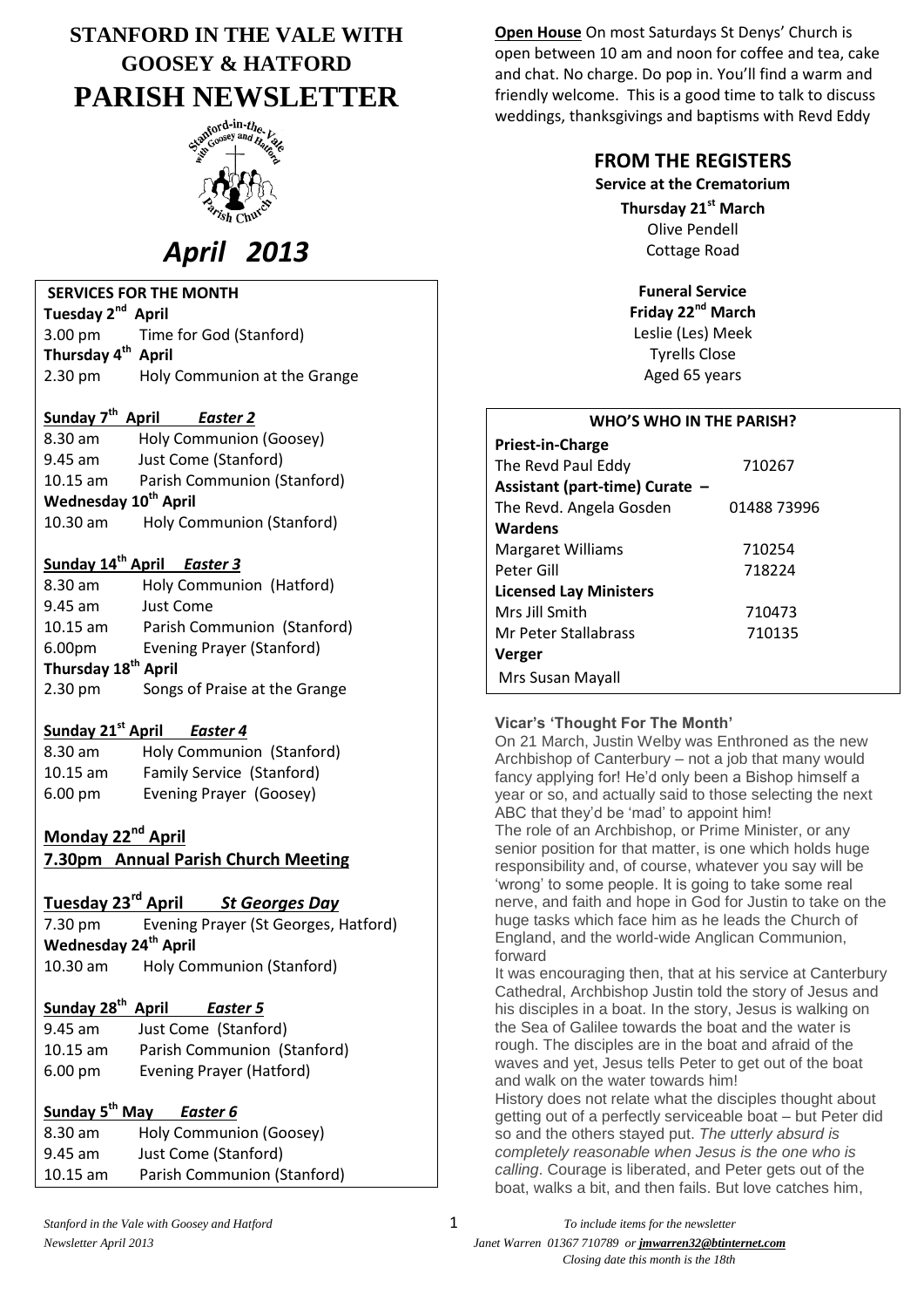# STANFORD IN THE VALE WITH GOOSEY & HATFORD PARISH NEWSLETTER

*April 2013*

## SERVICES FOR THE MONTH

**Tuesday 2nd April**
3.00 pm Time for God (Stanford)

**Thursday 4th April**
2.30 pm Holy Communion at the Grange

**Sunday 7th April** ***Easter 2***
8.30 am Holy Communion (Goosey)
9.45 am Just Come (Stanford)
10.15 am Parish Communion (Stanford)

**Wednesday 10th April**
10.30 am Holy Communion (Stanford)

**Sunday 14th April** ***Easter 3***
8.30 am Holy Communion (Hatford)
9.45 am Just Come
10.15 am Parish Communion (Stanford)
6.00pm Evening Prayer (Stanford)

**Thursday 18th April**
2.30 pm Songs of Praise at the Grange

**Sunday 21st April** ***Easter 4***
8.30 am Holy Communion (Stanford)
10.15 am Family Service (Stanford)
6.00 pm Evening Prayer (Goosey)

**Monday 22nd April**
**7.30pm Annual Parish Church Meeting**

**Tuesday 23rd April** ***St Georges Day***
7.30 pm Evening Prayer (St Georges, Hatford)

**Wednesday 24th April**
10.30 am Holy Communion (Stanford)

**Sunday 28th April** ***Easter 5***
9.45 am Just Come (Stanford)
10.15 am Parish Communion (Stanford)
6.00 pm Evening Prayer (Hatford)

**Sunday 5th May** ***Easter 6***
8.30 am Holy Communion (Goosey)
9.45 am Just Come (Stanford)
10.15 am Parish Communion (Stanford)

**Open House** On most Saturdays St Denys' Church is open between 10 am and noon for coffee and tea, cake and chat. No charge. Do pop in. You'll find a warm and friendly welcome. This is a good time to talk to discuss weddings, thanksgivings and baptisms with Revd Eddy

## FROM THE REGISTERS

**Service at the Crematorium**
**Thursday 21st March**
Olive Pendell
Cottage Road

**Funeral Service**
**Friday 22nd March**
Leslie (Les) Meek
Tyrells Close
Aged 65 years

## WHO'S WHO IN THE PARISH?

| | |
|---|---|
| **Priest-in-Charge** | |
| The Revd Paul Eddy | 710267 |
| **Assistant (part-time) Curate –** | |
| The Revd. Angela Gosden | 01488 73996 |
| **Wardens** | |
| Margaret Williams | 710254 |
| Peter Gill | 718224 |
| **Licensed Lay Ministers** | |
| Mrs Jill Smith | 710473 |
| Mr Peter Stallabrass | 710135 |
| **Verger** | |
| Mrs Susan Mayall | |

### Vicar's 'Thought For The Month'

On 21 March, Justin Welby was Enthroned as the new Archbishop of Canterbury – not a job that many would fancy applying for! He'd only been a Bishop himself a year or so, and actually said to those selecting the next ABC that they'd be 'mad' to appoint him!

The role of an Archbishop, or Prime Minister, or any senior position for that matter, is one which holds huge responsibility and, of course, whatever you say will be 'wrong' to some people. It is going to take some real nerve, and faith and hope in God for Justin to take on the huge tasks which face him as he leads the Church of England, and the world-wide Anglican Communion, forward

It was encouraging then, that at his service at Canterbury Cathedral, Archbishop Justin told the story of Jesus and his disciples in a boat. In the story, Jesus is walking on the Sea of Galilee towards the boat and the water is rough. The disciples are in the boat and afraid of the waves and yet, Jesus tells Peter to get out of the boat and walk on the water towards him!

History does not relate what the disciples thought about getting out of a perfectly serviceable boat – but Peter did so and the others stayed put. *The utterly absurd is completely reasonable when Jesus is the one who is calling*. Courage is liberated, and Peter gets out of the boat, walks a bit, and then fails. But love catches him,

*To include items for the newsletter*
*Janet Warren 01367 710789 or jmwarren32@btinternet.com*
*Closing date this month is the 18th*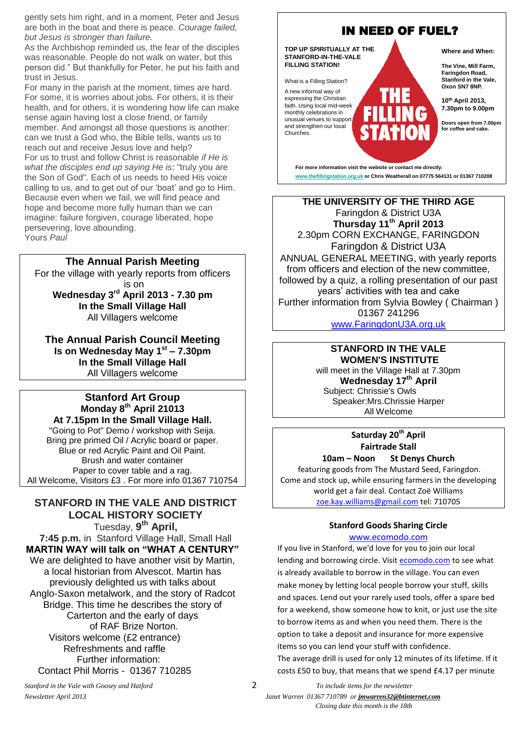gently sets him right, and in a moment, Peter and Jesus are both in the boat and there is peace. *Courage failed, but Jesus is stronger than failure.*

As the Archbishop reminded us, the fear of the disciples was reasonable. People do not walk on water, but this person did." But thankfully for Peter, he put his faith and trust in Jesus.

For many in the parish at the moment, times are hard. For some, it is worries about jobs. For others, it is their health, and for others, it is wondering how life can make sense again having lost a close friend, or family member. And amongst all those questions is another: can we trust a God who, the Bible tells, wants us to reach out and receive Jesus love and help?

For us to trust and follow Christ is reasonable *if He is what the disciples end up saying He is*; "truly you are the Son of God". Each of us needs to heed His voice calling to us, and to get out of our 'boat' and go to Him. Because even when we fail, we will find peace and hope and become more fully human than we can imagine: failure forgiven, courage liberated, hope persevering, love abounding.

Yours *Paul*

## The Annual Parish Meeting

For the village with yearly reports from officers is on

**Wednesday 3rd April 2013 - 7.30 pm**
**In the Small Village Hall**
All Villagers welcome

## The Annual Parish Council Meeting

**Is on Wednesday May 1st – 7.30pm**
**In the Small Village Hall**
All Villagers welcome

## Stanford Art Group

**Monday 8th April 21013**
**At 7.15pm In the Small Village Hall.**

"Going to Pot" Demo / workshop with Seija.
Bring pre primed Oil / Acrylic board or paper.
Blue or red Acrylic Paint and Oil Paint.
Brush and water container
Paper to cover table and a rag.
All Welcome, Visitors £3 . For more info 01367 710754

## STANFORD IN THE VALE AND DISTRICT LOCAL HISTORY SOCIETY

Tuesday, **9th April,**
**7:45 p.m.** in Stanford Village Hall, Small Hall

**MARTIN WAY will talk on "WHAT A CENTURY"**

We are delighted to have another visit by Martin, a local historian from Alvescot. Martin has previously delighted us with talks about Anglo-Saxon metalwork, and the story of Radcot Bridge. This time he describes the story of Carterton and the early of days of RAF Brize Norton.

Visitors welcome (£2 entrance)
Refreshments and raffle
Further information:
Contact Phil Morris - 01367 710285

## IN NEED OF FUEL?

**TOP UP SPIRITUALLY AT THE STANFORD-IN-THE-VALE FILLING STATION!**

What is a Filling Station?

A new informal way of expressing the Christian faith. Using local mid-week monthly celebrations in unusual venues to support and strengthen our local Churches.

**THE FILLING STATION**

**Where and When:**

**The Vine, Mill Farm, Faringdon Road, Stanford in the Vale, Oxon SN7 8NP.**

**10th April 2013, 7.30pm to 9.00pm**

**Doors open from 7.00pm for coffee and cake.**

**For more information visit the website or contact me directly:**
**www.thefillingstation.org.uk or Chris Weatherall on 07775 564131 or 01367 710208**

## THE UNIVERSITY OF THE THIRD AGE

Faringdon & District U3A
**Thursday 11th April 2013**
2.30pm CORN EXCHANGE, FARINGDON
Faringdon & District U3A
ANNUAL GENERAL MEETING, with yearly reports from officers and election of the new committee, followed by a quiz, a rolling presentation of our past years' activities with tea and cake
Further information from Sylvia Bowley ( Chairman ) 01367 241296
www.FaringdonU3A.org.uk

## STANFORD IN THE VALE WOMEN'S INSTITUTE

will meet in the Village Hall at 7.30pm
**Wednesday 17th April**
Subject: Chrissie's Owls
Speaker:Mrs.Chrissie Harper
All Welcome

**Saturday 20th April**
**Fairtrade Stall**
**10am – Noon St Denys Church**

featuring goods from The Mustard Seed, Faringdon. Come and stock up, while ensuring farmers in the developing world get a fair deal. Contact Zoë Williams zoe.kay.williams@gmail.com tel: 710705

### Stanford Goods Sharing Circle

www.ecomodo.com

If you live in Stanford, we'd love for you to join our local lending and borrowing circle. Visit ecomodo.com to see what is already available to borrow in the village. You can even make money by letting local people borrow your stuff, skills and spaces. Lend out your rarely used tools, offer a spare bed for a weekend, show someone how to knit, or just use the site to borrow items as and when you need them. There is the option to take a deposit and insurance for more expensive items so you can lend your stuff with confidence.

The average drill is used for only 12 minutes of its lifetime. If it costs £50 to buy, that means that we spend £4.17 per minute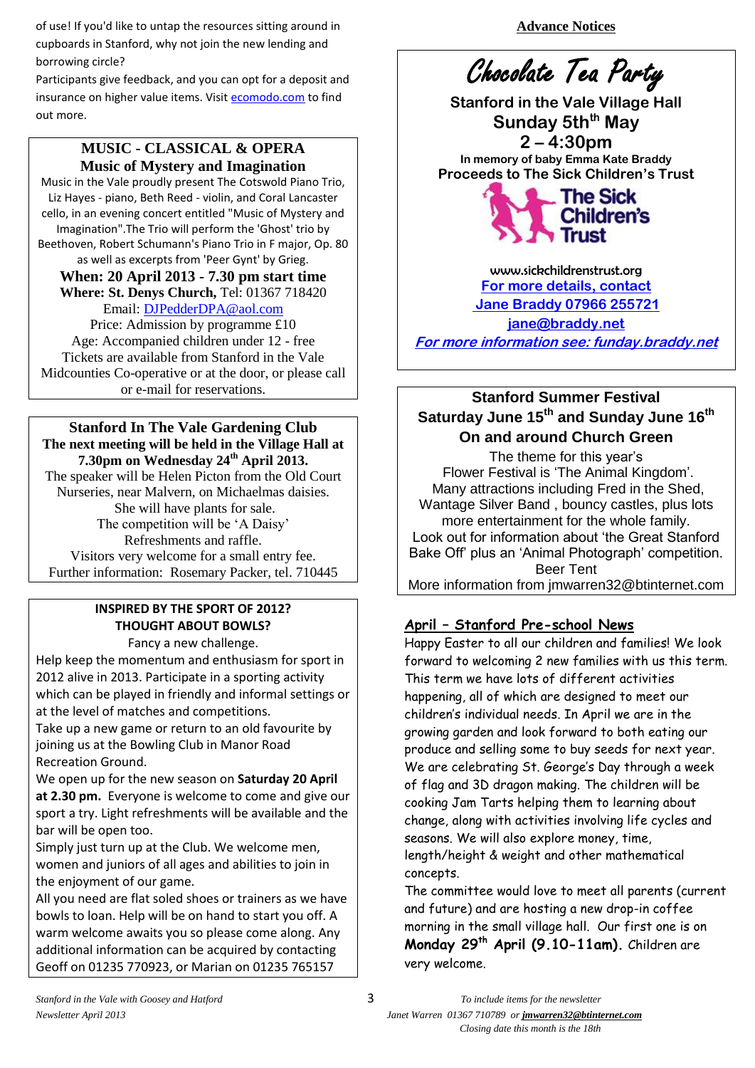of use! If you'd like to untap the resources sitting around in cupboards in Stanford, why not join the new lending and borrowing circle?

Participants give feedback, and you can opt for a deposit and insurance on higher value items. Visit ecomodo.com to find out more.

## MUSIC - CLASSICAL & OPERA

### Music of Mystery and Imagination

Music in the Vale proudly present The Cotswold Piano Trio, Liz Hayes - piano, Beth Reed - violin, and Coral Lancaster cello, in an evening concert entitled "Music of Mystery and Imagination".The Trio will perform the 'Ghost' trio by Beethoven, Robert Schumann's Piano Trio in F major, Op. 80 as well as excerpts from 'Peer Gynt' by Grieg.

**When: 20 April 2013 - 7.30 pm start time**

**Where: St. Denys Church,** Tel: 01367 718420

Email: DJPedderDPA@aol.com

Price: Admission by programme £10

Age: Accompanied children under 12 - free

Tickets are available from Stanford in the Vale Midcounties Co-operative or at the door, or please call or e-mail for reservations.

## Stanford In The Vale Gardening Club

**The next meeting will be held in the Village Hall at 7.30pm on Wednesday 24th April 2013.**

The speaker will be Helen Picton from the Old Court Nurseries, near Malvern, on Michaelmas daisies.

She will have plants for sale.

The competition will be 'A Daisy'

Refreshments and raffle.

Visitors very welcome for a small entry fee.

Further information: Rosemary Packer, tel. 710445

## INSPIRED BY THE SPORT OF 2012? THOUGHT ABOUT BOWLS?

Fancy a new challenge.

Help keep the momentum and enthusiasm for sport in 2012 alive in 2013. Participate in a sporting activity which can be played in friendly and informal settings or at the level of matches and competitions.

Take up a new game or return to an old favourite by joining us at the Bowling Club in Manor Road Recreation Ground.

We open up for the new season on **Saturday 20 April at 2.30 pm.** Everyone is welcome to come and give our sport a try. Light refreshments will be available and the bar will be open too.

Simply just turn up at the Club. We welcome men, women and juniors of all ages and abilities to join in the enjoyment of our game.

All you need are flat soled shoes or trainers as we have bowls to loan. Help will be on hand to start you off. A warm welcome awaits you so please come along. Any additional information can be acquired by contacting Geoff on 01235 770923, or Marian on 01235 765157

## Advance Notices

## Chocolate Tea Party

**Stanford in the Vale Village Hall**

**Sunday 5th May**

**2 – 4:30pm**

**In memory of baby Emma Kate Braddy**

**Proceeds to The Sick Children's Trust**

The Sick Children's Trust

www.sickchildrenstrust.org

For more details, contact

Jane Braddy 07966 255721

jane@braddy.net

*For more information see: funday.braddy.net*

## Stanford Summer Festival

**Saturday June 15th and Sunday June 16th**

**On and around Church Green**

The theme for this year's Flower Festival is 'The Animal Kingdom'.

Many attractions including Fred in the Shed, Wantage Silver Band , bouncy castles, plus lots more entertainment for the whole family.

Look out for information about 'the Great Stanford Bake Off' plus an 'Animal Photograph' competition.

Beer Tent

More information from jmwarren32@btinternet.com

## April – Stanford Pre-school News

Happy Easter to all our children and families! We look forward to welcoming 2 new families with us this term. This term we have lots of different activities happening, all of which are designed to meet our children's individual needs. In April we are in the growing garden and look forward to both eating our produce and selling some to buy seeds for next year. We are celebrating St. George's Day through a week of flag and 3D dragon making. The children will be cooking Jam Tarts helping them to learning about change, along with activities involving life cycles and seasons. We will also explore money, time, length/height & weight and other mathematical concepts.

The committee would love to meet all parents (current and future) and are hosting a new drop-in coffee morning in the small village hall. Our first one is on **Monday 29th April (9.10-11am).** Children are very welcome.

*To include items for the newsletter*

*Janet Warren 01367 710789 or* ***jmwarren32@btinternet.com***

*Closing date this month is the 18th*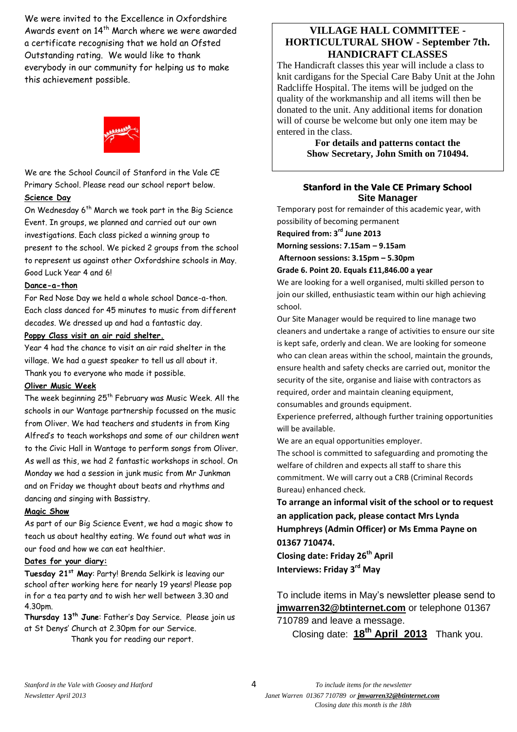We were invited to the Excellence in Oxfordshire Awards event on 14th March where we were awarded a certificate recognising that we hold an Ofsted Outstanding rating. We would like to thank everybody in our community for helping us to make this achievement possible.

We are the School Council of Stanford in the Vale CE Primary School. Please read our school report below.

**Science Day**

On Wednesday 6th March we took part in the Big Science Event. In groups, we planned and carried out our own investigations. Each class picked a winning group to present to the school. We picked 2 groups from the school to represent us against other Oxfordshire schools in May. Good Luck Year 4 and 6!

**Dance-a-thon**

For Red Nose Day we held a whole school Dance-a-thon. Each class danced for 45 minutes to music from different decades. We dressed up and had a fantastic day.

**Poppy Class visit an air raid shelter.**

Year 4 had the chance to visit an air raid shelter in the village. We had a guest speaker to tell us all about it. Thank you to everyone who made it possible.

**Oliver Music Week**

The week beginning 25th February was Music Week. All the schools in our Wantage partnership focussed on the music from Oliver. We had teachers and students in from King Alfred's to teach workshops and some of our children went to the Civic Hall in Wantage to perform songs from Oliver. As well as this, we had 2 fantastic workshops in school. On Monday we had a session in junk music from Mr Junkman and on Friday we thought about beats and rhythms and dancing and singing with Bassistry.

**Magic Show**

As part of our Big Science Event, we had a magic show to teach us about healthy eating. We found out what was in our food and how we can eat healthier.

**Dates for your diary:**

**Tuesday 21st May**: Party! Brenda Selkirk is leaving our school after working here for nearly 19 years! Please pop in for a tea party and to wish her well between 3.30 and 4.30pm.

**Thursday 13th June**: Father's Day Service. Please join us at St Denys' Church at 2.30pm for our Service.

Thank you for reading our report.

## VILLAGE HALL COMMITTEE - HORTICULTURAL SHOW - September 7th. HANDICRAFT CLASSES

The Handicraft classes this year will include a class to knit cardigans for the Special Care Baby Unit at the John Radcliffe Hospital. The items will be judged on the quality of the workmanship and all items will then be donated to the unit. Any additional items for donation will of course be welcome but only one item may be entered in the class.

**For details and patterns contact the Show Secretary, John Smith on 710494.**

## Stanford in the Vale CE Primary School Site Manager

Temporary post for remainder of this academic year, with possibility of becoming permanent

**Required from: 3rd June 2013**

**Morning sessions: 7.15am – 9.15am**

**Afternoon sessions: 3.15pm – 5.30pm**

**Grade 6. Point 20. Equals £11,846.00 a year**

We are looking for a well organised, multi skilled person to join our skilled, enthusiastic team within our high achieving school.

Our Site Manager would be required to line manage two cleaners and undertake a range of activities to ensure our site is kept safe, orderly and clean. We are looking for someone who can clean areas within the school, maintain the grounds, ensure health and safety checks are carried out, monitor the security of the site, organise and liaise with contractors as required, order and maintain cleaning equipment, consumables and grounds equipment.

Experience preferred, although further training opportunities will be available.

We are an equal opportunities employer.

The school is committed to safeguarding and promoting the welfare of children and expects all staff to share this commitment. We will carry out a CRB (Criminal Records Bureau) enhanced check.

**To arrange an informal visit of the school or to request an application pack, please contact Mrs Lynda Humphreys (Admin Officer) or Ms Emma Payne on 01367 710474.**

**Closing date: Friday 26th April**

**Interviews: Friday 3rd May**

To include items in May's newsletter please send to **jmwarren32@btinternet.com** or telephone 01367 710789 and leave a message.

Closing date: **18th April 2013** Thank you.